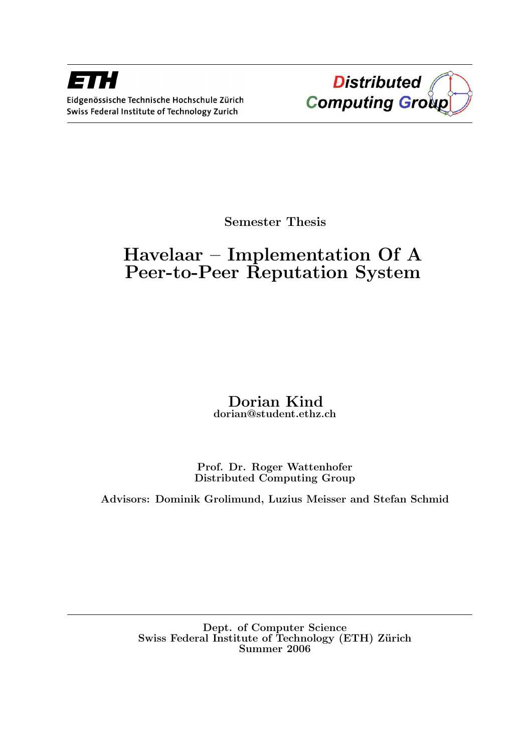ETH

Eidgenössische Technische Hochschule Zürich
Swiss Federal Institute of Technology Zurich

Distributed Computing Group

Semester Thesis

# Havelaar – Implementation Of A Peer-to-Peer Reputation System

Dorian Kind
dorian@student.ethz.ch

Prof. Dr. Roger Wattenhofer
Distributed Computing Group

Advisors: Dominik Grolimund, Luzius Meisser and Stefan Schmid

Dept. of Computer Science
Swiss Federal Institute of Technology (ETH) Zürich
Summer 2006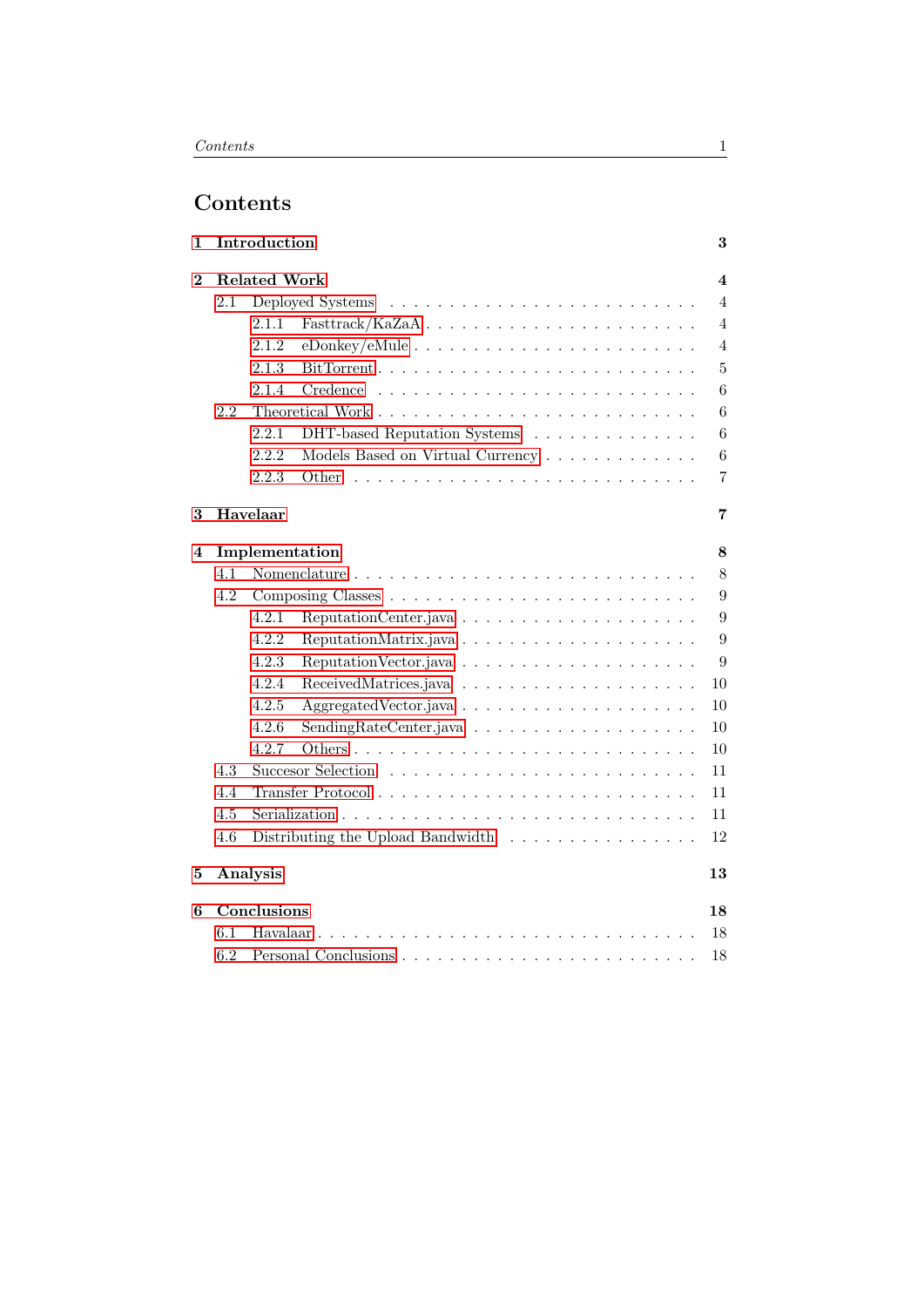# Contents

- 1 Introduction 3
- 2 Related Work 4
  - 2.1 Deployed Systems 4
    - 2.1.1 Fasttrack/KaZaA 4
    - 2.1.2 eDonkey/eMule 4
    - 2.1.3 BitTorrent 5
    - 2.1.4 Credence 6
  - 2.2 Theoretical Work 6
    - 2.2.1 DHT-based Reputation Systems 6
    - 2.2.2 Models Based on Virtual Currency 6
    - 2.2.3 Other 7
- 3 Havelaar 7
- 4 Implementation 8
  - 4.1 Nomenclature 8
  - 4.2 Composing Classes 9
    - 4.2.1 ReputationCenter.java 9
    - 4.2.2 ReputationMatrix.java 9
    - 4.2.3 ReputationVector.java 9
    - 4.2.4 ReceivedMatrices.java 10
    - 4.2.5 AggregatedVector.java 10
    - 4.2.6 SendingRateCenter.java 10
    - 4.2.7 Others 10
  - 4.3 Succesor Selection 11
  - 4.4 Transfer Protocol 11
  - 4.5 Serialization 11
  - 4.6 Distributing the Upload Bandwidth 12
- 5 Analysis 13
- 6 Conclusions 18
  - 6.1 Havalaar 18
  - 6.2 Personal Conclusions 18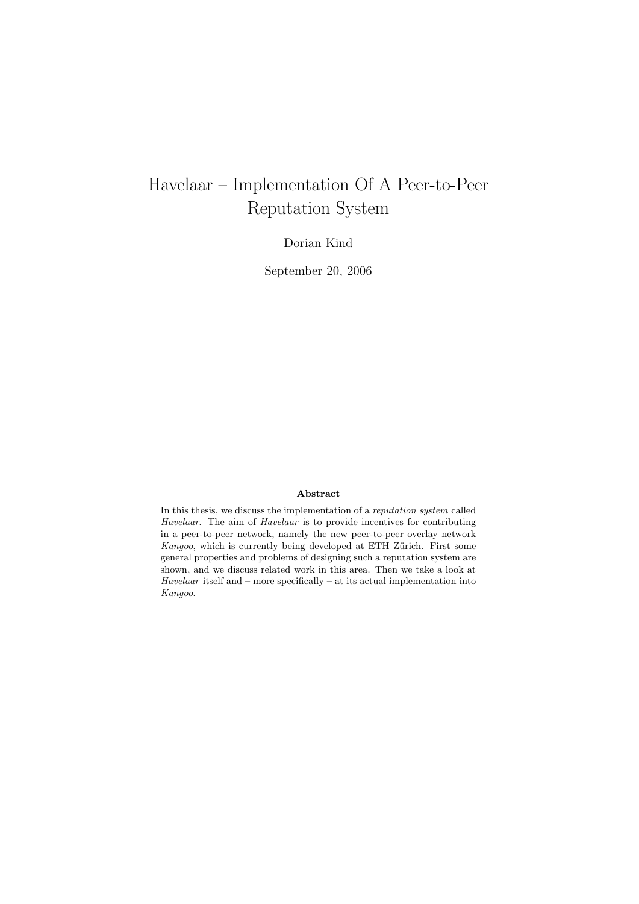# Havelaar – Implementation Of A Peer-to-Peer Reputation System

Dorian Kind

September 20, 2006

**Abstract**

In this thesis, we discuss the implementation of a *reputation system* called *Havelaar*. The aim of *Havelaar* is to provide incentives for contributing in a peer-to-peer network, namely the new peer-to-peer overlay network *Kangoo*, which is currently being developed at ETH Zürich. First some general properties and problems of designing such a reputation system are shown, and we discuss related work in this area. Then we take a look at *Havelaar* itself and – more specifically – at its actual implementation into *Kangoo*.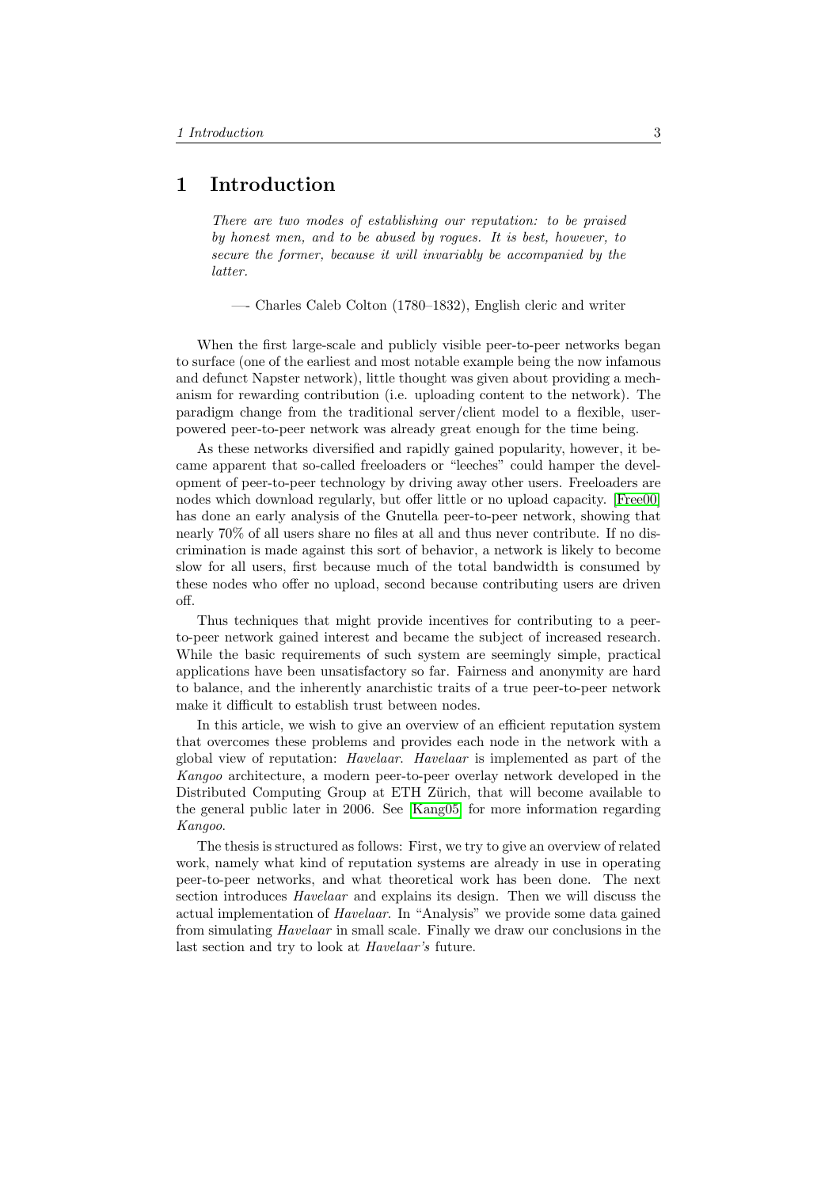# 1 Introduction

*There are two modes of establishing our reputation: to be praised by honest men, and to be abused by rogues. It is best, however, to secure the former, because it will invariably be accompanied by the latter.*

—- Charles Caleb Colton (1780–1832), English cleric and writer

When the first large-scale and publicly visible peer-to-peer networks began to surface (one of the earliest and most notable example being the now infamous and defunct Napster network), little thought was given about providing a mechanism for rewarding contribution (i.e. uploading content to the network). The paradigm change from the traditional server/client model to a flexible, user-powered peer-to-peer network was already great enough for the time being.

As these networks diversified and rapidly gained popularity, however, it became apparent that so-called freeloaders or "leeches" could hamper the development of peer-to-peer technology by driving away other users. Freeloaders are nodes which download regularly, but offer little or no upload capacity. [Free00] has done an early analysis of the Gnutella peer-to-peer network, showing that nearly 70% of all users share no files at all and thus never contribute. If no discrimination is made against this sort of behavior, a network is likely to become slow for all users, first because much of the total bandwidth is consumed by these nodes who offer no upload, second because contributing users are driven off.

Thus techniques that might provide incentives for contributing to a peer-to-peer network gained interest and became the subject of increased research. While the basic requirements of such system are seemingly simple, practical applications have been unsatisfactory so far. Fairness and anonymity are hard to balance, and the inherently anarchistic traits of a true peer-to-peer network make it difficult to establish trust between nodes.

In this article, we wish to give an overview of an efficient reputation system that overcomes these problems and provides each node in the network with a global view of reputation: *Havelaar*. *Havelaar* is implemented as part of the *Kangoo* architecture, a modern peer-to-peer overlay network developed in the Distributed Computing Group at ETH Zürich, that will become available to the general public later in 2006. See [Kang05] for more information regarding *Kangoo*.

The thesis is structured as follows: First, we try to give an overview of related work, namely what kind of reputation systems are already in use in operating peer-to-peer networks, and what theoretical work has been done. The next section introduces *Havelaar* and explains its design. Then we will discuss the actual implementation of *Havelaar*. In "Analysis" we provide some data gained from simulating *Havelaar* in small scale. Finally we draw our conclusions in the last section and try to look at *Havelaar's* future.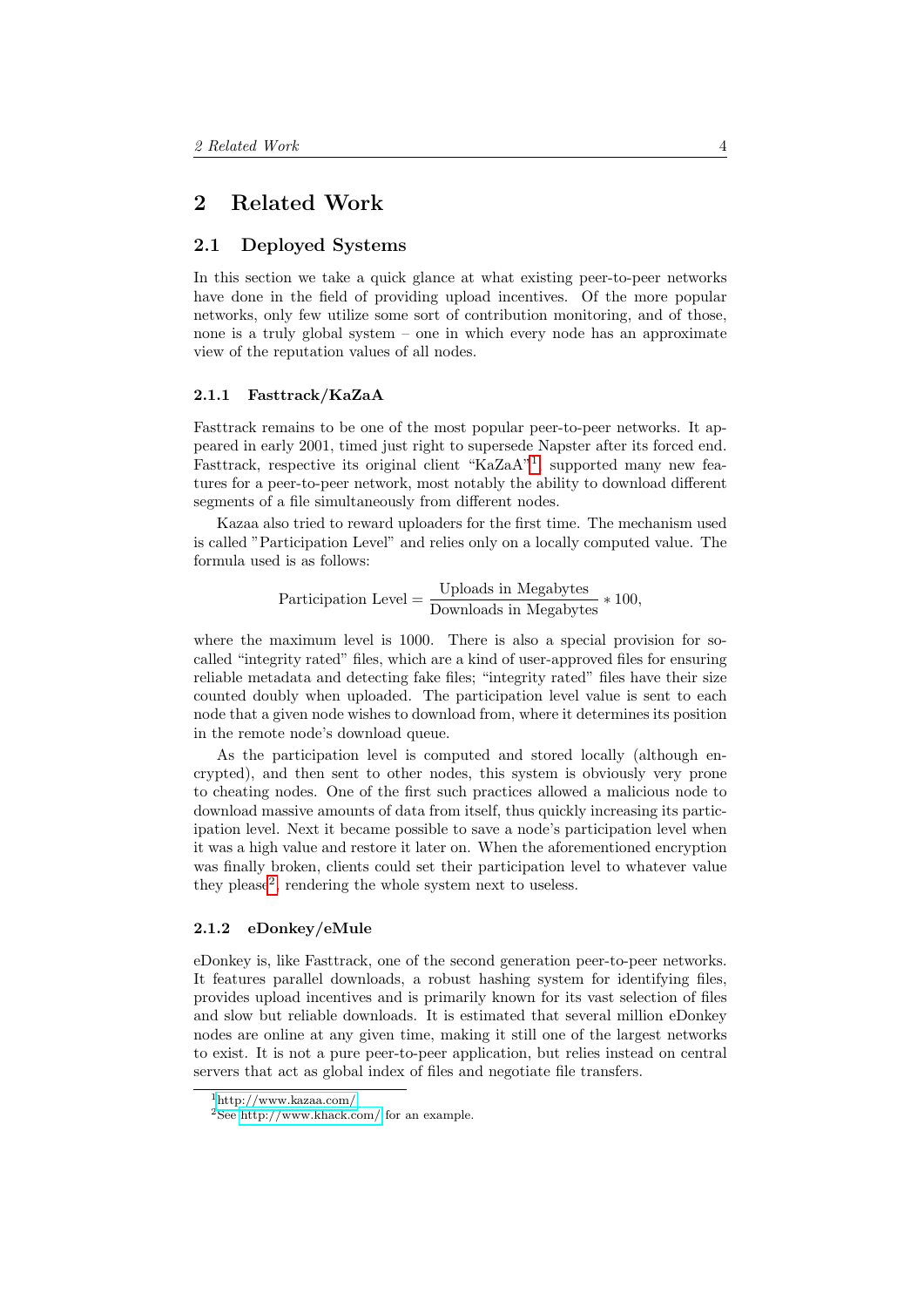# 2 Related Work

## 2.1 Deployed Systems

In this section we take a quick glance at what existing peer-to-peer networks have done in the field of providing upload incentives. Of the more popular networks, only few utilize some sort of contribution monitoring, and of those, none is a truly global system – one in which every node has an approximate view of the reputation values of all nodes.

### 2.1.1 Fasttrack/KaZaA

Fasttrack remains to be one of the most popular peer-to-peer networks. It appeared in early 2001, timed just right to supersede Napster after its forced end. Fasttrack, respective its original client "KaZaA"[1], supported many new features for a peer-to-peer network, most notably the ability to download different segments of a file simultaneously from different nodes.

Kazaa also tried to reward uploaders for the first time. The mechanism used is called "Participation Level" and relies only on a locally computed value. The formula used is as follows:

$$\text{Participation Level} = \frac{\text{Uploads in Megabytes}}{\text{Downloads in Megabytes}} * 100,$$

where the maximum level is 1000. There is also a special provision for so-called "integrity rated" files, which are a kind of user-approved files for ensuring reliable metadata and detecting fake files; "integrity rated" files have their size counted doubly when uploaded. The participation level value is sent to each node that a given node wishes to download from, where it determines its position in the remote node's download queue.

As the participation level is computed and stored locally (although encrypted), and then sent to other nodes, this system is obviously very prone to cheating nodes. One of the first such practices allowed a malicious node to download massive amounts of data from itself, thus quickly increasing its participation level. Next it became possible to save a node's participation level when it was a high value and restore it later on. When the aforementioned encryption was finally broken, clients could set their participation level to whatever value they please[2], rendering the whole system next to useless.

### 2.1.2 eDonkey/eMule

eDonkey is, like Fasttrack, one of the second generation peer-to-peer networks. It features parallel downloads, a robust hashing system for identifying files, provides upload incentives and is primarily known for its vast selection of files and slow but reliable downloads. It is estimated that several million eDonkey nodes are online at any given time, making it still one of the largest networks to exist. It is not a pure peer-to-peer application, but relies instead on central servers that act as global index of files and negotiate file transfers.

[1] http://www.kazaa.com/

[2] See http://www.khack.com/ for an example.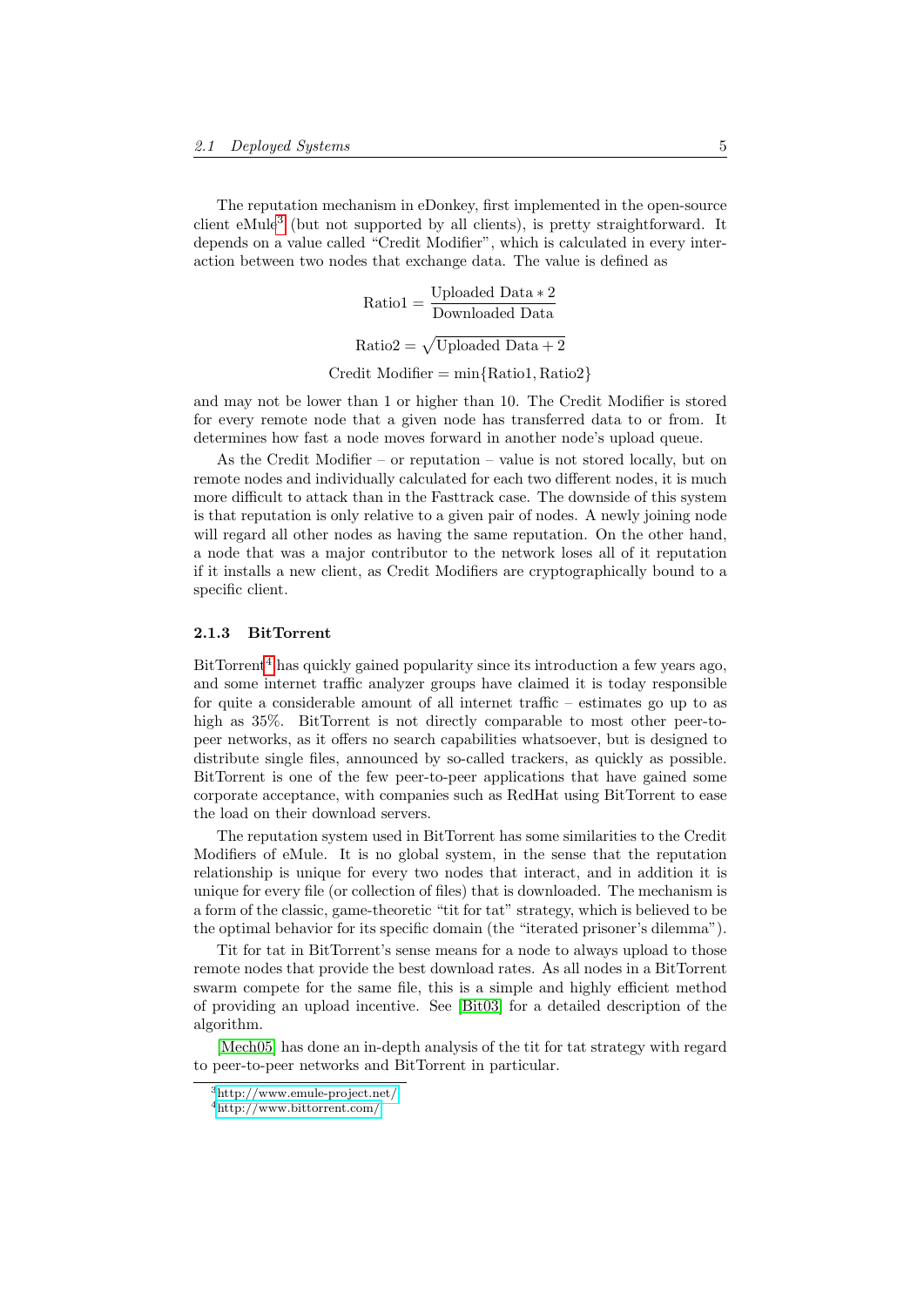The reputation mechanism in eDonkey, first implemented in the open-source client eMule[3] (but not supported by all clients), is pretty straightforward. It depends on a value called "Credit Modifier", which is calculated in every interaction between two nodes that exchange data. The value is defined as

$$\text{Ratio1} = \frac{\text{Uploaded Data} * 2}{\text{Downloaded Data}}$$

$$\text{Ratio2} = \sqrt{\text{Uploaded Data} + 2}$$

$$\text{Credit Modifier} = \min\{\text{Ratio1}, \text{Ratio2}\}$$

and may not be lower than 1 or higher than 10. The Credit Modifier is stored for every remote node that a given node has transferred data to or from. It determines how fast a node moves forward in another node's upload queue.

As the Credit Modifier – or reputation – value is not stored locally, but on remote nodes and individually calculated for each two different nodes, it is much more difficult to attack than in the Fasttrack case. The downside of this system is that reputation is only relative to a given pair of nodes. A newly joining node will regard all other nodes as having the same reputation. On the other hand, a node that was a major contributor to the network loses all of it reputation if it installs a new client, as Credit Modifiers are cryptographically bound to a specific client.

### 2.1.3 BitTorrent

BitTorrent[4] has quickly gained popularity since its introduction a few years ago, and some internet traffic analyzer groups have claimed it is today responsible for quite a considerable amount of all internet traffic – estimates go up to as high as 35%. BitTorrent is not directly comparable to most other peer-to-peer networks, as it offers no search capabilities whatsoever, but is designed to distribute single files, announced by so-called trackers, as quickly as possible. BitTorrent is one of the few peer-to-peer applications that have gained some corporate acceptance, with companies such as RedHat using BitTorrent to ease the load on their download servers.

The reputation system used in BitTorrent has some similarities to the Credit Modifiers of eMule. It is no global system, in the sense that the reputation relationship is unique for every two nodes that interact, and in addition it is unique for every file (or collection of files) that is downloaded. The mechanism is a form of the classic, game-theoretic "tit for tat" strategy, which is believed to be the optimal behavior for its specific domain (the "iterated prisoner's dilemma").

Tit for tat in BitTorrent's sense means for a node to always upload to those remote nodes that provide the best download rates. As all nodes in a BitTorrent swarm compete for the same file, this is a simple and highly efficient method of providing an upload incentive. See [Bit03] for a detailed description of the algorithm.

[Mech05] has done an in-depth analysis of the tit for tat strategy with regard to peer-to-peer networks and BitTorrent in particular.

[3] http://www.emule-project.net/

[4] http://www.bittorrent.com/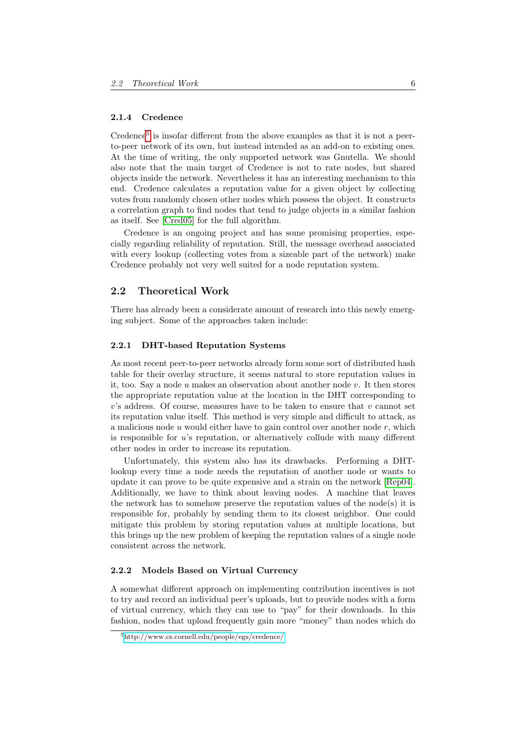### 2.1.4 Credence

Credence[5] is insofar different from the above examples as that it is not a peer-to-peer network of its own, but instead intended as an add-on to existing ones. At the time of writing, the only supported network was Gnutella. We should also note that the main target of Credence is not to rate nodes, but shared objects inside the network. Nevertheless it has an interesting mechanism to this end. Credence calculates a reputation value for a given object by collecting votes from randomly chosen other nodes which possess the object. It constructs a correlation graph to find nodes that tend to judge objects in a similar fashion as itself. See [Cred05] for the full algorithm.

Credence is an ongoing project and has some promising properties, especially regarding reliability of reputation. Still, the message overhead associated with every lookup (collecting votes from a sizeable part of the network) make Credence probably not very well suited for a node reputation system.

## 2.2 Theoretical Work

There has already been a considerate amount of research into this newly emerging subject. Some of the approaches taken include:

### 2.2.1 DHT-based Reputation Systems

As most recent peer-to-peer networks already form some sort of distributed hash table for their overlay structure, it seems natural to store reputation values in it, too. Say a node $u$ makes an observation about another node $v$. It then stores the appropriate reputation value at the location in the DHT corresponding to $v$'s address. Of course, measures have to be taken to ensure that $v$ cannot set its reputation value itself. This method is very simple and difficult to attack, as a malicious node $u$ would either have to gain control over another node $r$, which is responsible for $u$'s reputation, or alternatively collude with many different other nodes in order to increase its reputation.

Unfortunately, this system also has its drawbacks. Performing a DHT-lookup every time a node needs the reputation of another node or wants to update it can prove to be quite expensive and a strain on the network [Rep04]. Additionally, we have to think about leaving nodes. A machine that leaves the network has to somehow preserve the reputation values of the node(s) it is responsible for, probably by sending them to its closest neighbor. One could mitigate this problem by storing reputation values at multiple locations, but this brings up the new problem of keeping the reputation values of a single node consistent across the network.

### 2.2.2 Models Based on Virtual Currency

A somewhat different approach on implementing contribution incentives is not to try and record an individual peer's uploads, but to provide nodes with a form of virtual currency, which they can use to "pay" for their downloads. In this fashion, nodes that upload frequently gain more "money" than nodes which do

[5] http://www.cs.cornell.edu/people/egs/credence/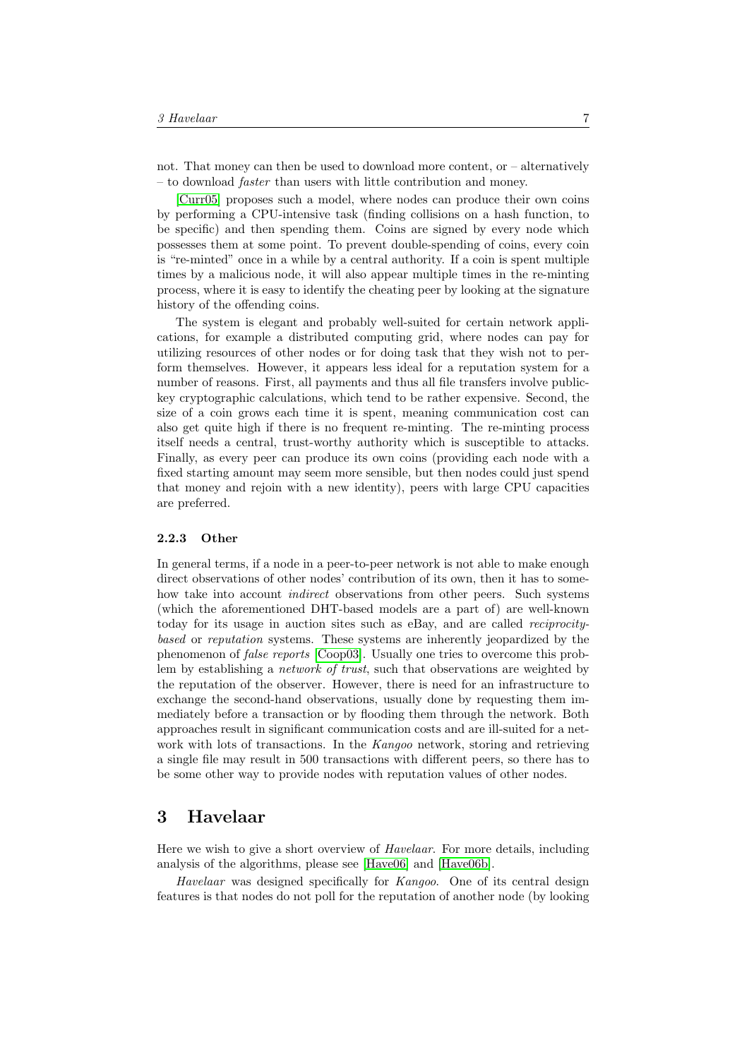not. That money can then be used to download more content, or – alternatively – to download *faster* than users with little contribution and money.

[Curr05] proposes such a model, where nodes can produce their own coins by performing a CPU-intensive task (finding collisions on a hash function, to be specific) and then spending them. Coins are signed by every node which possesses them at some point. To prevent double-spending of coins, every coin is "re-minted" once in a while by a central authority. If a coin is spent multiple times by a malicious node, it will also appear multiple times in the re-minting process, where it is easy to identify the cheating peer by looking at the signature history of the offending coins.

The system is elegant and probably well-suited for certain network applications, for example a distributed computing grid, where nodes can pay for utilizing resources of other nodes or for doing task that they wish not to perform themselves. However, it appears less ideal for a reputation system for a number of reasons. First, all payments and thus all file transfers involve public-key cryptographic calculations, which tend to be rather expensive. Second, the size of a coin grows each time it is spent, meaning communication cost can also get quite high if there is no frequent re-minting. The re-minting process itself needs a central, trust-worthy authority which is susceptible to attacks. Finally, as every peer can produce its own coins (providing each node with a fixed starting amount may seem more sensible, but then nodes could just spend that money and rejoin with a new identity), peers with large CPU capacities are preferred.

### 2.2.3 Other

In general terms, if a node in a peer-to-peer network is not able to make enough direct observations of other nodes' contribution of its own, then it has to somehow take into account *indirect* observations from other peers. Such systems (which the aforementioned DHT-based models are a part of) are well-known today for its usage in auction sites such as eBay, and are called *reciprocity-based* or *reputation* systems. These systems are inherently jeopardized by the phenomenon of *false reports* [Coop03]. Usually one tries to overcome this problem by establishing a *network of trust*, such that observations are weighted by the reputation of the observer. However, there is need for an infrastructure to exchange the second-hand observations, usually done by requesting them immediately before a transaction or by flooding them through the network. Both approaches result in significant communication costs and are ill-suited for a network with lots of transactions. In the *Kangoo* network, storing and retrieving a single file may result in 500 transactions with different peers, so there has to be some other way to provide nodes with reputation values of other nodes.

## 3 Havelaar

Here we wish to give a short overview of *Havelaar*. For more details, including analysis of the algorithms, please see [Have06] and [Have06b].

*Havelaar* was designed specifically for *Kangoo*. One of its central design features is that nodes do not poll for the reputation of another node (by looking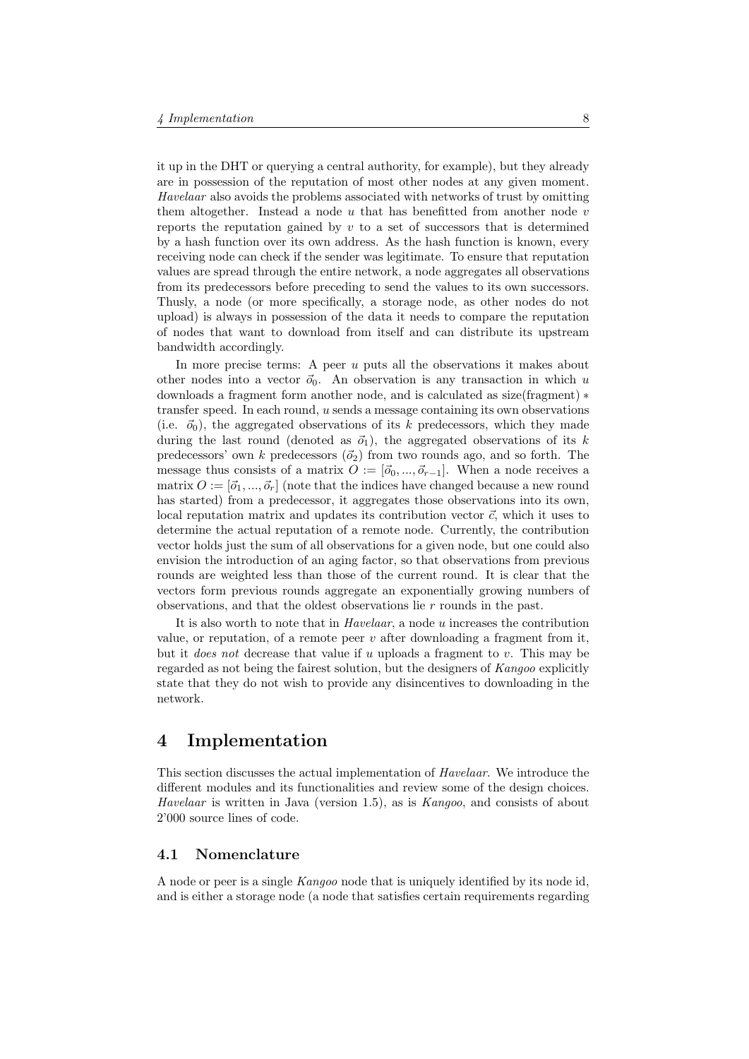it up in the DHT or querying a central authority, for example), but they already are in possession of the reputation of most other nodes at any given moment. *Havelaar* also avoids the problems associated with networks of trust by omitting them altogether. Instead a node $u$ that has benefitted from another node $v$ reports the reputation gained by $v$ to a set of successors that is determined by a hash function over its own address. As the hash function is known, every receiving node can check if the sender was legitimate. To ensure that reputation values are spread through the entire network, a node aggregates all observations from its predecessors before preceding to send the values to its own successors. Thusly, a node (or more specifically, a storage node, as other nodes do not upload) is always in possession of the data it needs to compare the reputation of nodes that want to download from itself and can distribute its upstream bandwidth accordingly.

In more precise terms: A peer $u$ puts all the observations it makes about other nodes into a vector $\vec{o}_0$. An observation is any transaction in which $u$ downloads a fragment form another node, and is calculated as size(fragment) $*$ transfer speed. In each round, $u$ sends a message containing its own observations (i.e. $\vec{o}_0$), the aggregated observations of its $k$ predecessors, which they made during the last round (denoted as $\vec{o}_1$), the aggregated observations of its $k$ predecessors' own $k$ predecessors ($\vec{o}_2$) from two rounds ago, and so forth. The message thus consists of a matrix $O := [\vec{o}_0, ..., \vec{o}_{r-1}]$. When a node receives a matrix $O := [\vec{o}_1, ..., \vec{o}_r]$ (note that the indices have changed because a new round has started) from a predecessor, it aggregates those observations into its own, local reputation matrix and updates its contribution vector $\vec{c}$, which it uses to determine the actual reputation of a remote node. Currently, the contribution vector holds just the sum of all observations for a given node, but one could also envision the introduction of an aging factor, so that observations from previous rounds are weighted less than those of the current round. It is clear that the vectors form previous rounds aggregate an exponentially growing numbers of observations, and that the oldest observations lie $r$ rounds in the past.

It is also worth to note that in *Havelaar*, a node $u$ increases the contribution value, or reputation, of a remote peer $v$ after downloading a fragment from it, but it *does not* decrease that value if $u$ uploads a fragment to $v$. This may be regarded as not being the fairest solution, but the designers of *Kangoo* explicitly state that they do not wish to provide any disincentives to downloading in the network.

# 4 Implementation

This section discusses the actual implementation of *Havelaar*. We introduce the different modules and its functionalities and review some of the design choices. *Havelaar* is written in Java (version 1.5), as is *Kangoo*, and consists of about 2'000 source lines of code.

## 4.1 Nomenclature

A node or peer is a single *Kangoo* node that is uniquely identified by its node id, and is either a storage node (a node that satisfies certain requirements regarding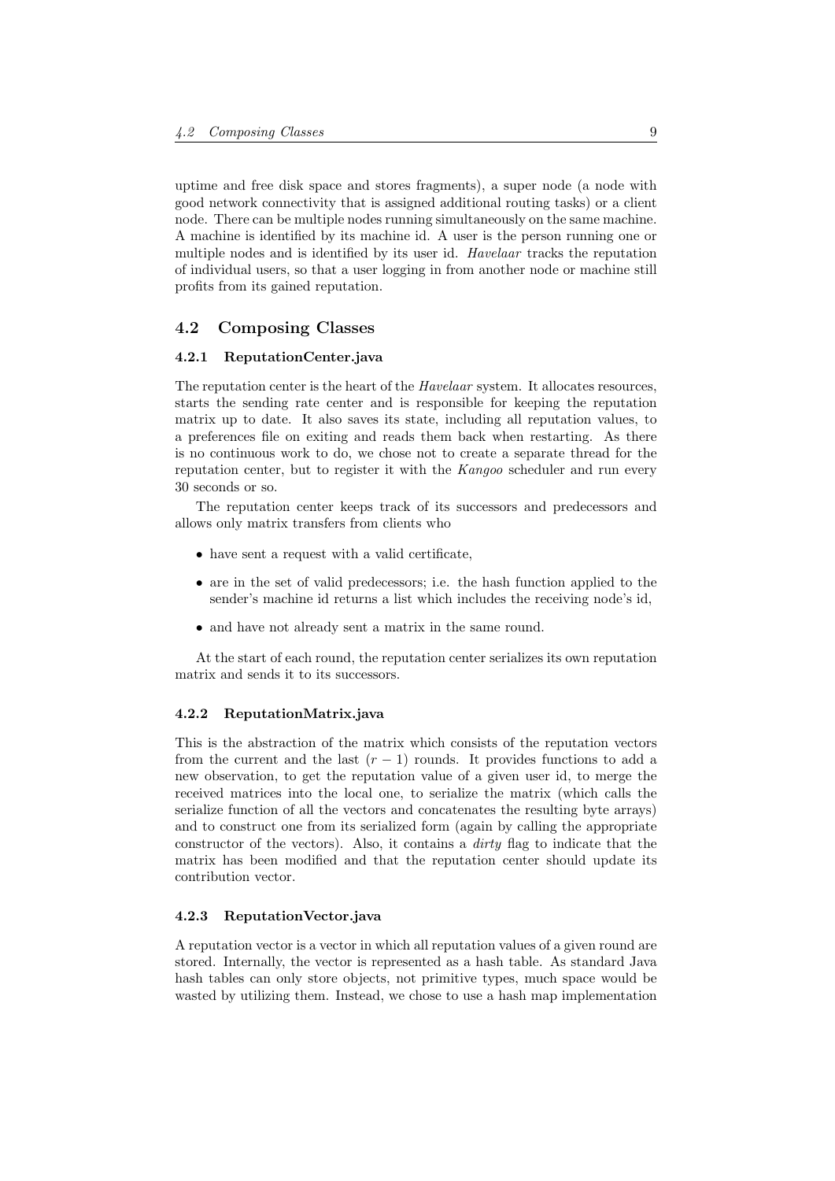uptime and free disk space and stores fragments), a super node (a node with good network connectivity that is assigned additional routing tasks) or a client node. There can be multiple nodes running simultaneously on the same machine. A machine is identified by its machine id. A user is the person running one or multiple nodes and is identified by its user id. *Havelaar* tracks the reputation of individual users, so that a user logging in from another node or machine still profits from its gained reputation.

## 4.2 Composing Classes

### 4.2.1 ReputationCenter.java

The reputation center is the heart of the *Havelaar* system. It allocates resources, starts the sending rate center and is responsible for keeping the reputation matrix up to date. It also saves its state, including all reputation values, to a preferences file on exiting and reads them back when restarting. As there is no continuous work to do, we chose not to create a separate thread for the reputation center, but to register it with the *Kangoo* scheduler and run every 30 seconds or so.

The reputation center keeps track of its successors and predecessors and allows only matrix transfers from clients who

- have sent a request with a valid certificate,
- are in the set of valid predecessors; i.e. the hash function applied to the sender's machine id returns a list which includes the receiving node's id,
- and have not already sent a matrix in the same round.

At the start of each round, the reputation center serializes its own reputation matrix and sends it to its successors.

### 4.2.2 ReputationMatrix.java

This is the abstraction of the matrix which consists of the reputation vectors from the current and the last $(r-1)$ rounds. It provides functions to add a new observation, to get the reputation value of a given user id, to merge the received matrices into the local one, to serialize the matrix (which calls the serialize function of all the vectors and concatenates the resulting byte arrays) and to construct one from its serialized form (again by calling the appropriate constructor of the vectors). Also, it contains a *dirty* flag to indicate that the matrix has been modified and that the reputation center should update its contribution vector.

### 4.2.3 ReputationVector.java

A reputation vector is a vector in which all reputation values of a given round are stored. Internally, the vector is represented as a hash table. As standard Java hash tables can only store objects, not primitive types, much space would be wasted by utilizing them. Instead, we chose to use a hash map implementation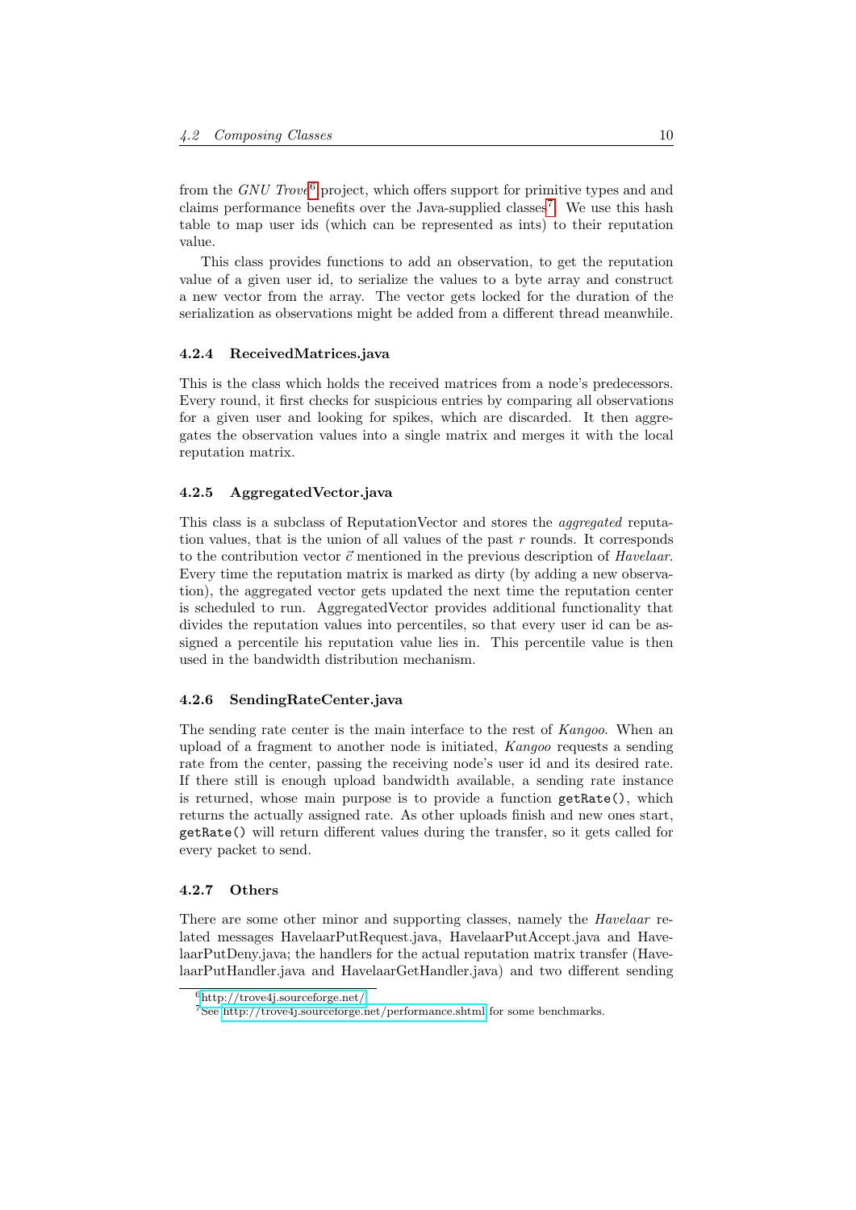from the *GNU Trove*[6] project, which offers support for primitive types and and claims performance benefits over the Java-supplied classes[7]. We use this hash table to map user ids (which can be represented as ints) to their reputation value.

This class provides functions to add an observation, to get the reputation value of a given user id, to serialize the values to a byte array and construct a new vector from the array. The vector gets locked for the duration of the serialization as observations might be added from a different thread meanwhile.

### 4.2.4 ReceivedMatrices.java

This is the class which holds the received matrices from a node's predecessors. Every round, it first checks for suspicious entries by comparing all observations for a given user and looking for spikes, which are discarded. It then aggregates the observation values into a single matrix and merges it with the local reputation matrix.

### 4.2.5 AggregatedVector.java

This class is a subclass of ReputationVector and stores the *aggregated* reputation values, that is the union of all values of the past $r$ rounds. It corresponds to the contribution vector $\vec{c}$ mentioned in the previous description of *Havelaar*. Every time the reputation matrix is marked as dirty (by adding a new observation), the aggregated vector gets updated the next time the reputation center is scheduled to run. AggregatedVector provides additional functionality that divides the reputation values into percentiles, so that every user id can be assigned a percentile his reputation value lies in. This percentile value is then used in the bandwidth distribution mechanism.

### 4.2.6 SendingRateCenter.java

The sending rate center is the main interface to the rest of *Kangoo*. When an upload of a fragment to another node is initiated, *Kangoo* requests a sending rate from the center, passing the receiving node's user id and its desired rate. If there still is enough upload bandwidth available, a sending rate instance is returned, whose main purpose is to provide a function `getRate()`, which returns the actually assigned rate. As other uploads finish and new ones start, `getRate()` will return different values during the transfer, so it gets called for every packet to send.

### 4.2.7 Others

There are some other minor and supporting classes, namely the *Havelaar* related messages HavelaarPutRequest.java, HavelaarPutAccept.java and HavelaarPutDeny.java; the handlers for the actual reputation matrix transfer (HavelaarPutHandler.java and HavelaarGetHandler.java) and two different sending

[6] http://trove4j.sourceforge.net/

[7] See http://trove4j.sourceforge.net/performance.shtml for some benchmarks.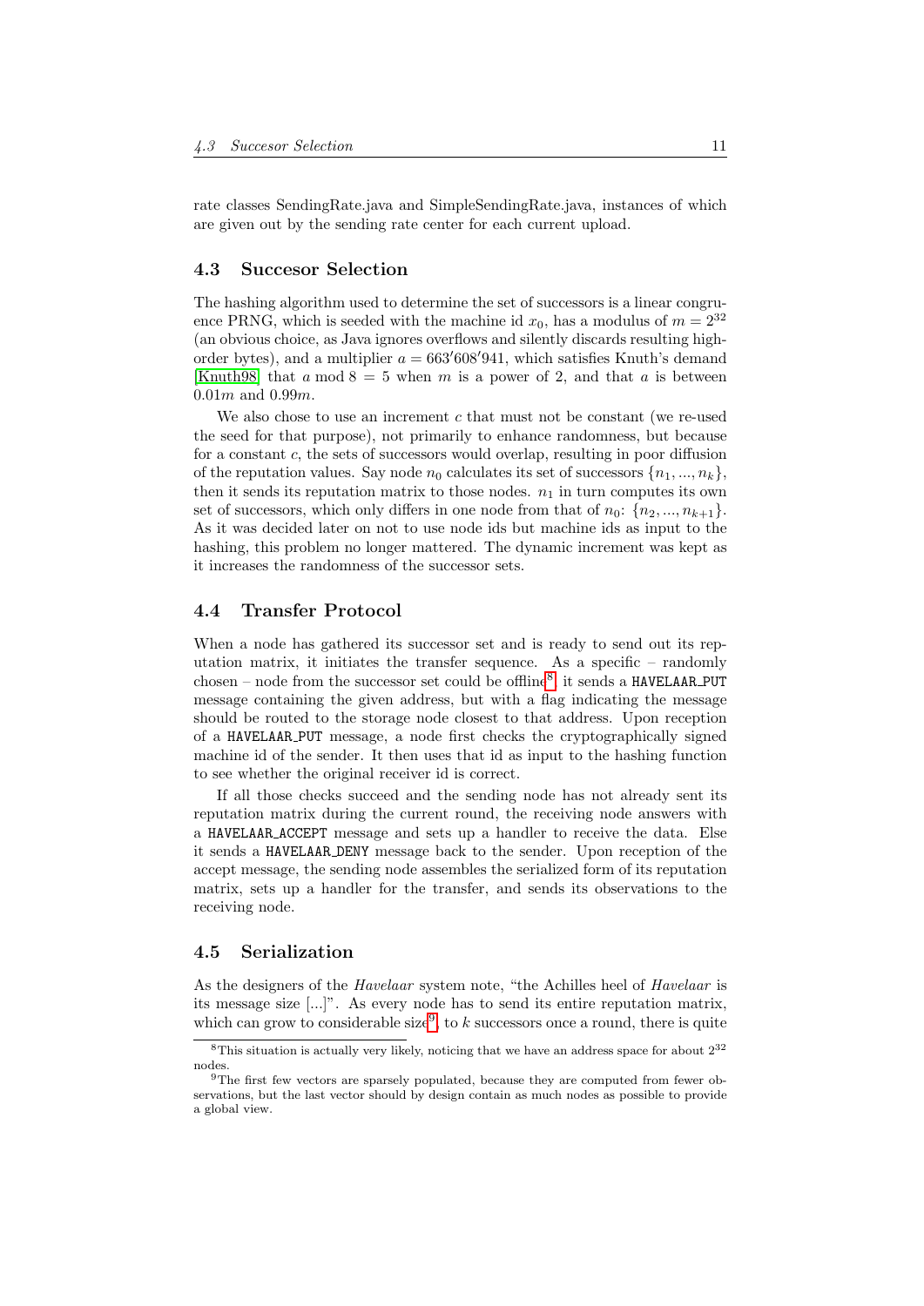rate classes SendingRate.java and SimpleSendingRate.java, instances of which are given out by the sending rate center for each current upload.

### 4.3 Succesor Selection

The hashing algorithm used to determine the set of successors is a linear congruence PRNG, which is seeded with the machine id $x_0$, has a modulus of $m = 2^{32}$ (an obvious choice, as Java ignores overflows and silently discards resulting high-order bytes), and a multiplier $a = 663'608'941$, which satisfies Knuth's demand [Knuth98] that $a \bmod 8 = 5$ when $m$ is a power of 2, and that $a$ is between $0.01m$ and $0.99m$.

We also chose to use an increment $c$ that must not be constant (we re-used the seed for that purpose), not primarily to enhance randomness, but because for a constant $c$, the sets of successors would overlap, resulting in poor diffusion of the reputation values. Say node $n_0$ calculates its set of successors $\{n_1, ..., n_k\}$, then it sends its reputation matrix to those nodes. $n_1$ in turn computes its own set of successors, which only differs in one node from that of $n_0$: $\{n_2, ..., n_{k+1}\}$. As it was decided later on not to use node ids but machine ids as input to the hashing, this problem no longer mattered. The dynamic increment was kept as it increases the randomness of the successor sets.

### 4.4 Transfer Protocol

When a node has gathered its successor set and is ready to send out its reputation matrix, it initiates the transfer sequence. As a specific – randomly chosen – node from the successor set could be offline[8], it sends a `HAVELAAR_PUT` message containing the given address, but with a flag indicating the message should be routed to the storage node closest to that address. Upon reception of a `HAVELAAR_PUT` message, a node first checks the cryptographically signed machine id of the sender. It then uses that id as input to the hashing function to see whether the original receiver id is correct.

If all those checks succeed and the sending node has not already sent its reputation matrix during the current round, the receiving node answers with a `HAVELAAR_ACCEPT` message and sets up a handler to receive the data. Else it sends a `HAVELAAR_DENY` message back to the sender. Upon reception of the accept message, the sending node assembles the serialized form of its reputation matrix, sets up a handler for the transfer, and sends its observations to the receiving node.

### 4.5 Serialization

As the designers of the *Havelaar* system note, "the Achilles heel of *Havelaar* is its message size [...]". As every node has to send its entire reputation matrix, which can grow to considerable size[9], to $k$ successors once a round, there is quite

[8] This situation is actually very likely, noticing that we have an address space for about $2^{32}$ nodes.

[9] The first few vectors are sparsely populated, because they are computed from fewer observations, but the last vector should by design contain as much nodes as possible to provide a global view.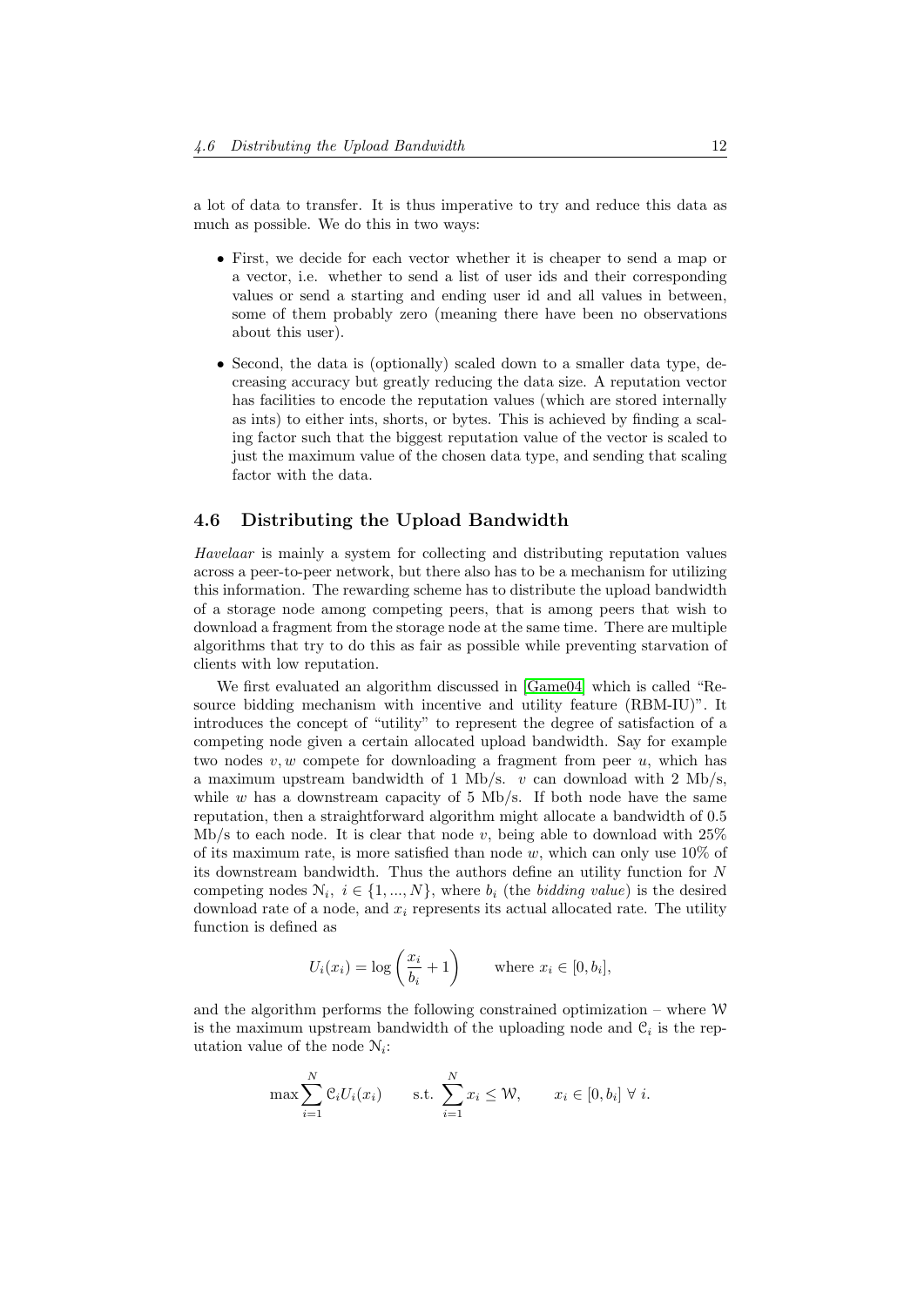a lot of data to transfer. It is thus imperative to try and reduce this data as much as possible. We do this in two ways:

- First, we decide for each vector whether it is cheaper to send a map or a vector, i.e. whether to send a list of user ids and their corresponding values or send a starting and ending user id and all values in between, some of them probably zero (meaning there have been no observations about this user).
- Second, the data is (optionally) scaled down to a smaller data type, decreasing accuracy but greatly reducing the data size. A reputation vector has facilities to encode the reputation values (which are stored internally as ints) to either ints, shorts, or bytes. This is achieved by finding a scaling factor such that the biggest reputation value of the vector is scaled to just the maximum value of the chosen data type, and sending that scaling factor with the data.

## 4.6 Distributing the Upload Bandwidth

*Havelaar* is mainly a system for collecting and distributing reputation values across a peer-to-peer network, but there also has to be a mechanism for utilizing this information. The rewarding scheme has to distribute the upload bandwidth of a storage node among competing peers, that is among peers that wish to download a fragment from the storage node at the same time. There are multiple algorithms that try to do this as fair as possible while preventing starvation of clients with low reputation.

We first evaluated an algorithm discussed in [Game04] which is called "Resource bidding mechanism with incentive and utility feature (RBM-IU)". It introduces the concept of "utility" to represent the degree of satisfaction of a competing node given a certain allocated upload bandwidth. Say for example two nodes $v, w$ compete for downloading a fragment from peer $u$, which has a maximum upstream bandwidth of 1 Mb/s. $v$ can download with 2 Mb/s, while $w$ has a downstream capacity of 5 Mb/s. If both node have the same reputation, then a straightforward algorithm might allocate a bandwidth of 0.5 Mb/s to each node. It is clear that node $v$, being able to download with 25% of its maximum rate, is more satisfied than node $w$, which can only use 10% of its downstream bandwidth. Thus the authors define an utility function for $N$ competing nodes $\mathcal{N}_i,\ i \in \{1, ..., N\}$, where $b_i$ (the *bidding value*) is the desired download rate of a node, and $x_i$ represents its actual allocated rate. The utility function is defined as

$$U_i(x_i) = \log\left(\frac{x_i}{b_i} + 1\right) \qquad \text{where } x_i \in [0, b_i],$$

and the algorithm performs the following constrained optimization – where $\mathcal{W}$ is the maximum upstream bandwidth of the uploading node and $\mathcal{C}_i$ is the reputation value of the node $\mathcal{N}_i$:

$$\max \sum_{i=1}^{N} \mathcal{C}_i U_i(x_i) \qquad \text{s.t. } \sum_{i=1}^{N} x_i \leq \mathcal{W}, \qquad x_i \in [0, b_i] \ \forall\ i.$$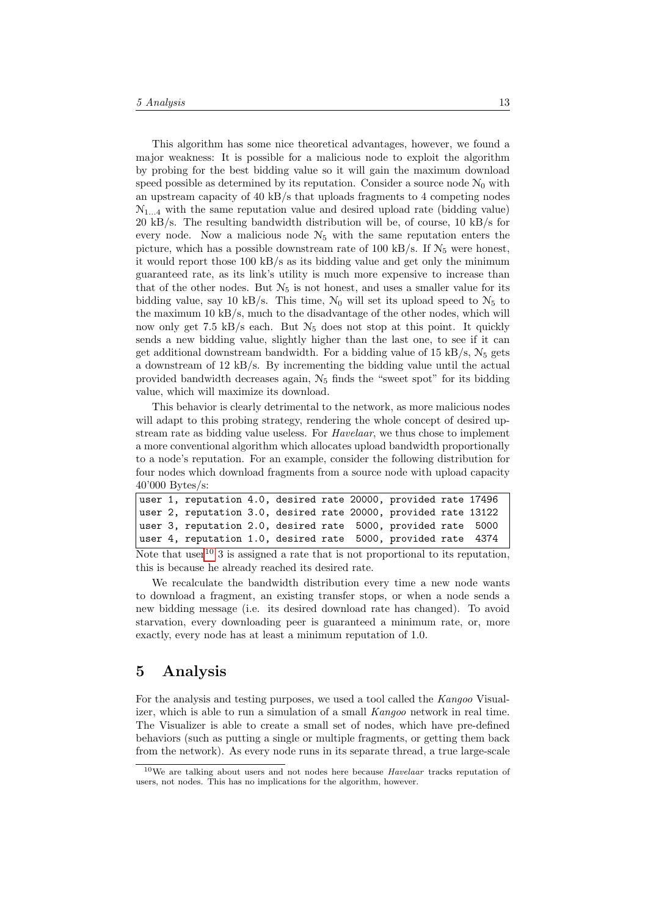This algorithm has some nice theoretical advantages, however, we found a major weakness: It is possible for a malicious node to exploit the algorithm by probing for the best bidding value so it will gain the maximum download speed possible as determined by its reputation. Consider a source node $\mathcal{N}_0$ with an upstream capacity of 40 kB/s that uploads fragments to 4 competing nodes $\mathcal{N}_{1...4}$ with the same reputation value and desired upload rate (bidding value) 20 kB/s. The resulting bandwidth distribution will be, of course, 10 kB/s for every node. Now a malicious node $\mathcal{N}_5$ with the same reputation enters the picture, which has a possible downstream rate of 100 kB/s. If $\mathcal{N}_5$ were honest, it would report those 100 kB/s as its bidding value and get only the minimum guaranteed rate, as its link's utility is much more expensive to increase than that of the other nodes. But $\mathcal{N}_5$ is not honest, and uses a smaller value for its bidding value, say 10 kB/s. This time, $\mathcal{N}_0$ will set its upload speed to $\mathcal{N}_5$ to the maximum 10 kB/s, much to the disadvantage of the other nodes, which will now only get 7.5 kB/s each. But $\mathcal{N}_5$ does not stop at this point. It quickly sends a new bidding value, slightly higher than the last one, to see if it can get additional downstream bandwidth. For a bidding value of 15 kB/s, $\mathcal{N}_5$ gets a downstream of 12 kB/s. By incrementing the bidding value until the actual provided bandwidth decreases again, $\mathcal{N}_5$ finds the "sweet spot" for its bidding value, which will maximize its download.

This behavior is clearly detrimental to the network, as more malicious nodes will adapt to this probing strategy, rendering the whole concept of desired upstream rate as bidding value useless. For *Havelaar*, we thus chose to implement a more conventional algorithm which allocates upload bandwidth proportionally to a node's reputation. For an example, consider the following distribution for four nodes which download fragments from a source node with upload capacity 40'000 Bytes/s:

```
user 1, reputation 4.0, desired rate 20000, provided rate 17496
user 2, reputation 3.0, desired rate 20000, provided rate 13122
user 3, reputation 2.0, desired rate  5000, provided rate  5000
user 4, reputation 1.0, desired rate  5000, provided rate  4374
```

Note that user[10] 3 is assigned a rate that is not proportional to its reputation, this is because he already reached its desired rate.

We recalculate the bandwidth distribution every time a new node wants to download a fragment, an existing transfer stops, or when a node sends a new bidding message (i.e. its desired download rate has changed). To avoid starvation, every downloading peer is guaranteed a minimum rate, or, more exactly, every node has at least a minimum reputation of 1.0.

## 5 Analysis

For the analysis and testing purposes, we used a tool called the *Kangoo* Visualizer, which is able to run a simulation of a small *Kangoo* network in real time. The Visualizer is able to create a small set of nodes, which have pre-defined behaviors (such as putting a single or multiple fragments, or getting them back from the network). As every node runs in its separate thread, a true large-scale

[10] We are talking about users and not nodes here because *Havelaar* tracks reputation of users, not nodes. This has no implications for the algorithm, however.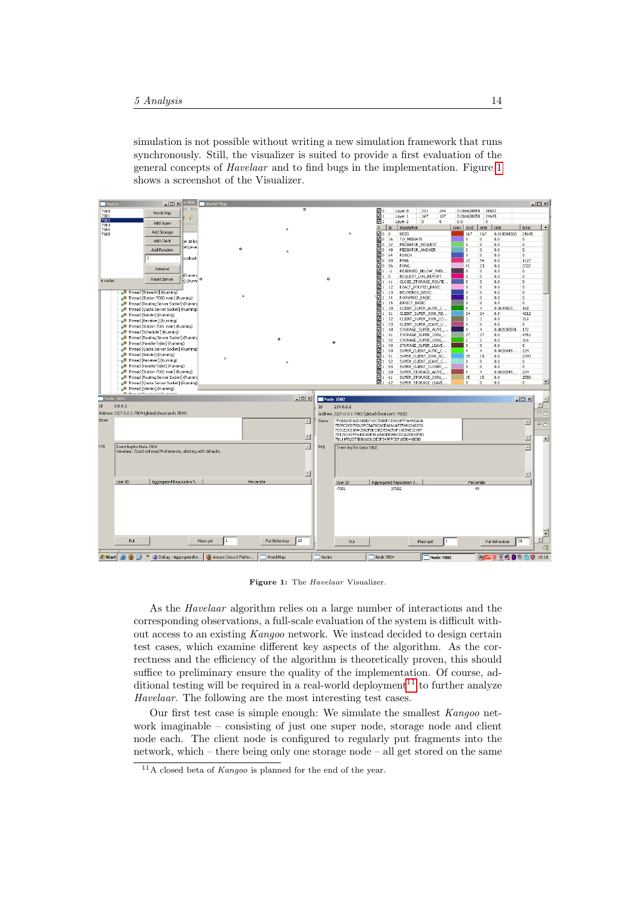simulation is not possible without writing a new simulation framework that runs synchronously. Still, the visualizer is suited to provide a first evaluation of the general concepts of *Havelaar* and to find bugs in the implementation. Figure 1 shows a screenshot of the Visualizer.

**Figure 1:** The *Havelaar* Visualizer.

As the *Havelaar* algorithm relies on a large number of interactions and the corresponding observations, a full-scale evaluation of the system is difficult without access to an existing *Kangoo* network. We instead decided to design certain test cases, which examine different key aspects of the algorithm. As the correctness and the efficiency of the algorithm is theoretically proven, this should suffice to preliminary ensure the quality of the implementation. Of course, additional testing will be required in a real-world deployment[11] to further analyze *Havelaar*. The following are the most interesting test cases.

Our first test case is simple enough: We simulate the smallest *Kangoo* network imaginable – consisting of just one super node, storage node and client node each. The client node is configured to regularly put fragments into the network, which – there being only one storage node – all get stored on the same

[11] A closed beta of *Kangoo* is planned for the end of the year.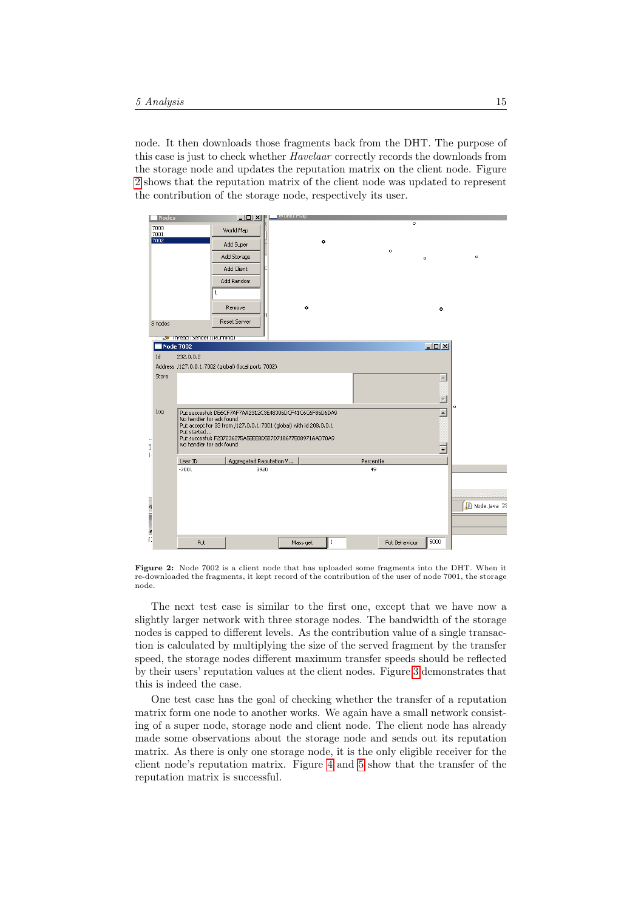node. It then downloads those fragments back from the DHT. The purpose of this case is just to check whether *Havelaar* correctly records the downloads from the storage node and updates the reputation matrix on the client node. Figure 2 shows that the reputation matrix of the client node was updated to represent the contribution of the storage node, respectively its user.

**Figure 2:** Node 7002 is a client node that has uploaded some fragments into the DHT. When it re-downloaded the fragments, it kept record of the contribution of the user of node 7001, the storage node.

The next test case is similar to the first one, except that we have now a slightly larger network with three storage nodes. The bandwidth of the storage nodes is capped to different levels. As the contribution value of a single transaction is calculated by multiplying the size of the served fragment by the transfer speed, the storage nodes different maximum transfer speeds should be reflected by their users' reputation values at the client nodes. Figure 3 demonstrates that this is indeed the case.

One test case has the goal of checking whether the transfer of a reputation matrix form one node to another works. We again have a small network consisting of a super node, storage node and client node. The client node has already made some observations about the storage node and sends out its reputation matrix. As there is only one storage node, it is the only eligible receiver for the client node's reputation matrix. Figure 4 and 5 show that the transfer of the reputation matrix is successful.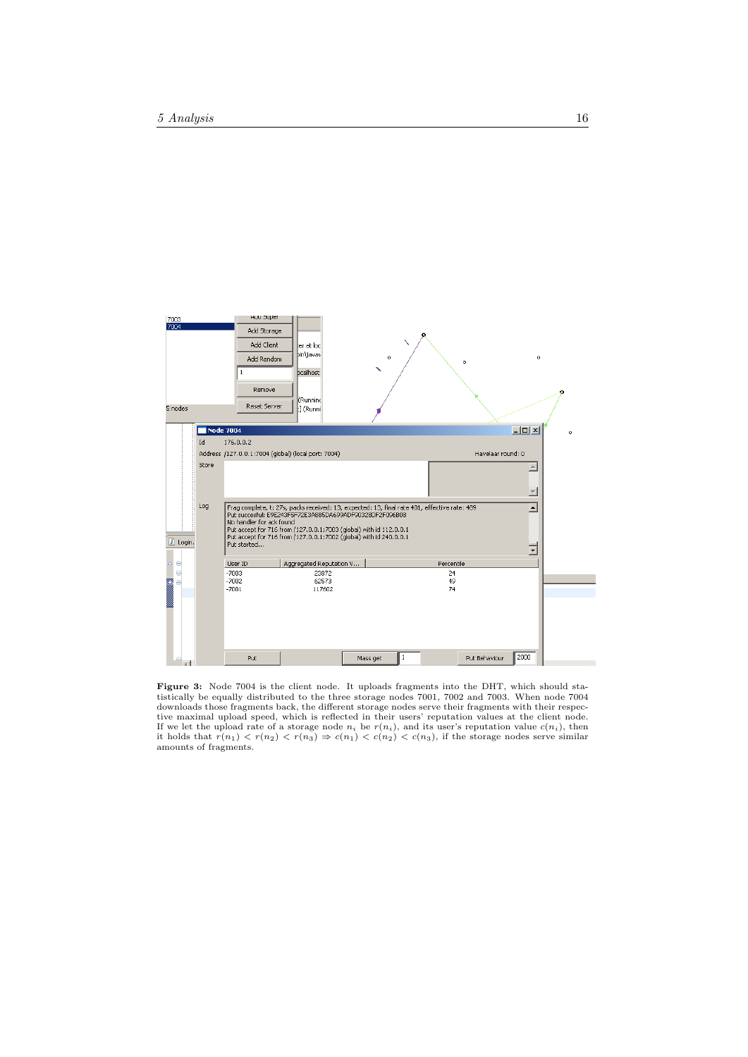**Figure 3:** Node 7004 is the client node. It uploads fragments into the DHT, which should statistically be equally distributed to the three storage nodes 7001, 7002 and 7003. When node 7004 downloads those fragments back, the different storage nodes serve their fragments with their respective maximal upload speed, which is reflected in their users' reputation values at the client node. If we let the upload rate of a storage node $n_i$ be $r(n_i)$, and its user's reputation value $c(n_i)$, then it holds that $r(n_1) < r(n_2) < r(n_3) \Rightarrow c(n_1) < c(n_2) < c(n_3)$, if the storage nodes serve similar amounts of fragments.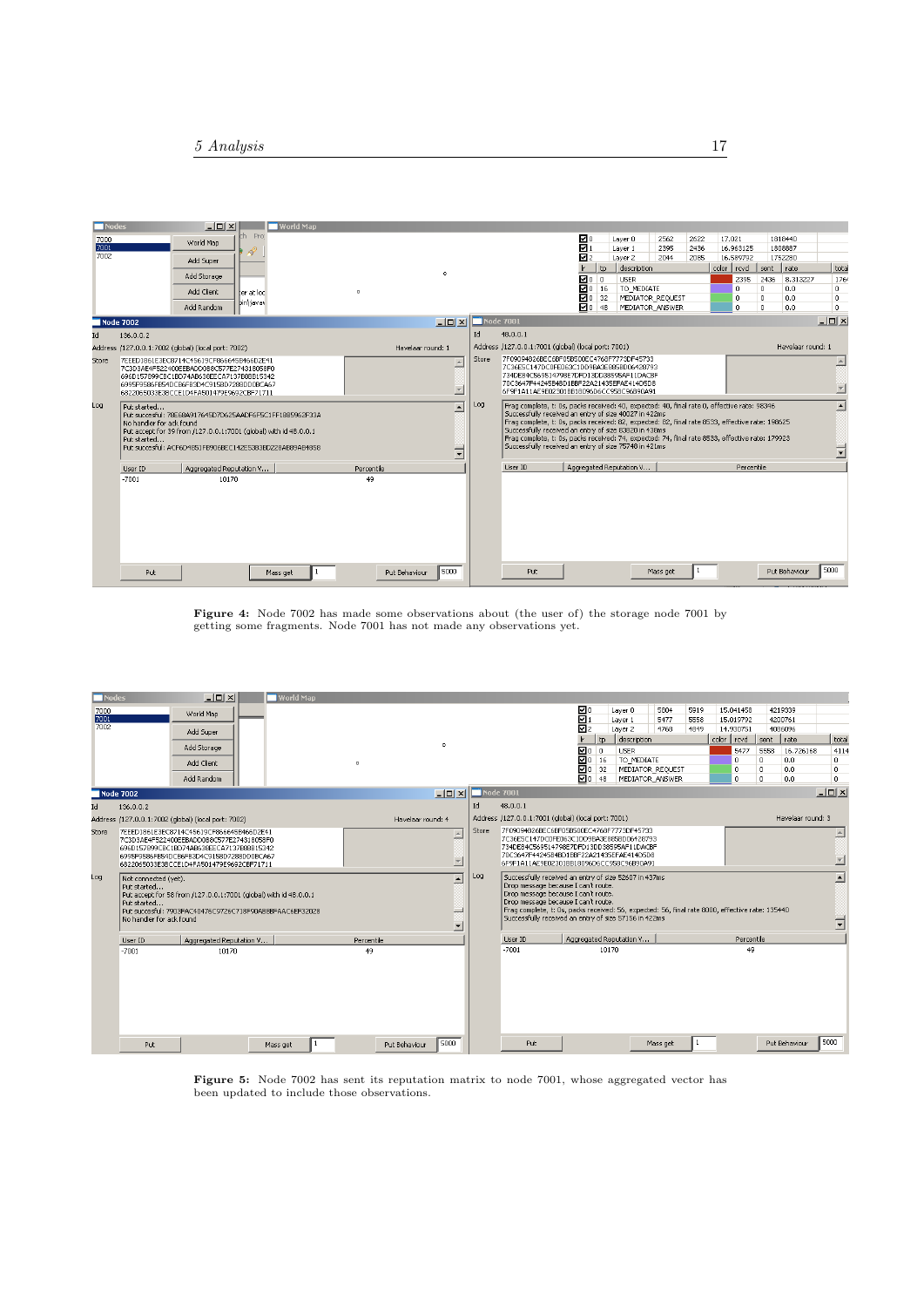Figure 4: Node 7002 has made some observations about (the user of) the storage node 7001 by getting some fragments. Node 7001 has not made any observations yet.

Figure 5: Node 7002 has sent its reputation matrix to node 7001, whose aggregated vector has been updated to include those observations.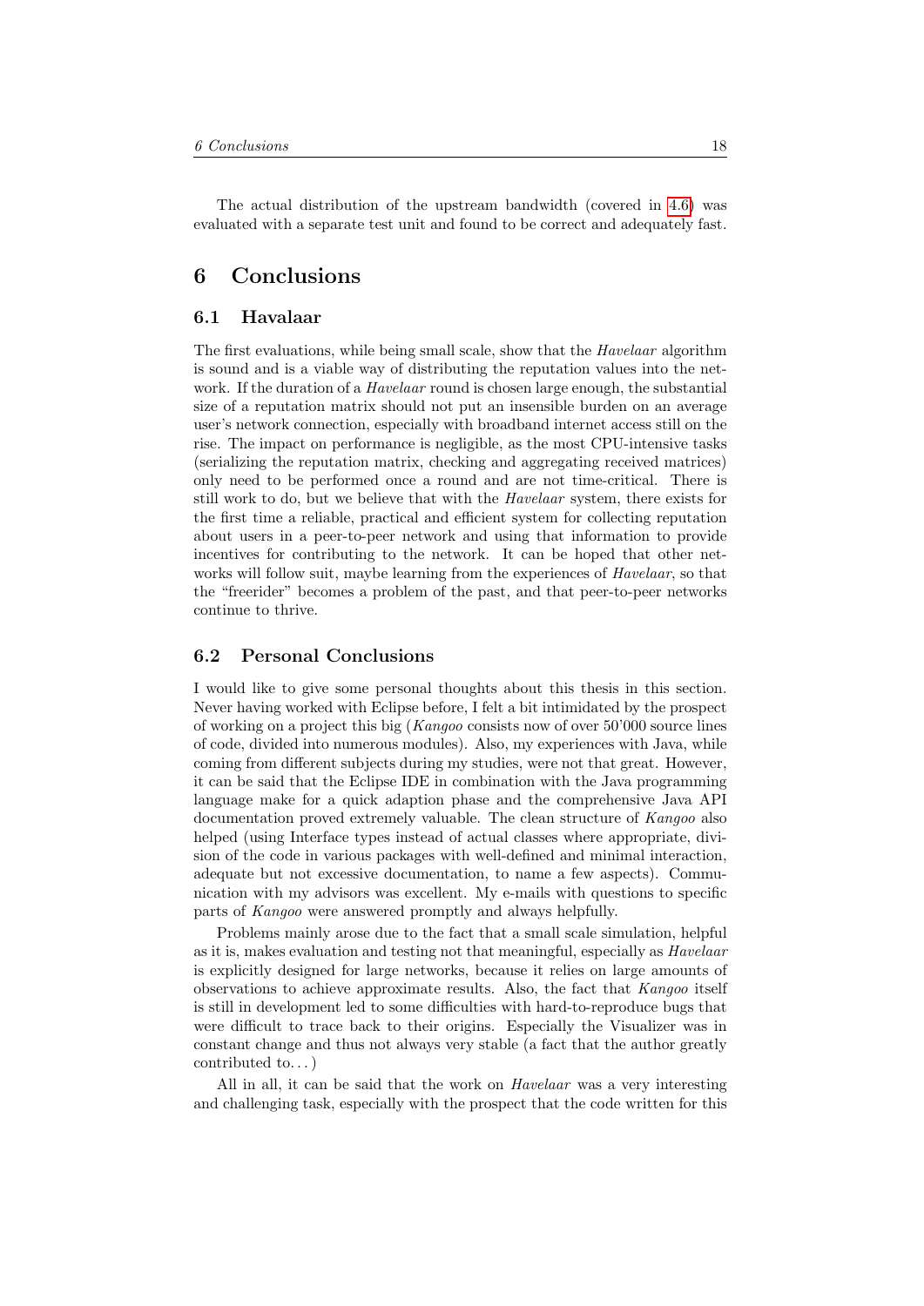The actual distribution of the upstream bandwidth (covered in 4.6) was evaluated with a separate test unit and found to be correct and adequately fast.

# 6 Conclusions

## 6.1 Havalaar

The first evaluations, while being small scale, show that the *Havelaar* algorithm is sound and is a viable way of distributing the reputation values into the network. If the duration of a *Havelaar* round is chosen large enough, the substantial size of a reputation matrix should not put an insensible burden on an average user's network connection, especially with broadband internet access still on the rise. The impact on performance is negligible, as the most CPU-intensive tasks (serializing the reputation matrix, checking and aggregating received matrices) only need to be performed once a round and are not time-critical. There is still work to do, but we believe that with the *Havelaar* system, there exists for the first time a reliable, practical and efficient system for collecting reputation about users in a peer-to-peer network and using that information to provide incentives for contributing to the network. It can be hoped that other networks will follow suit, maybe learning from the experiences of *Havelaar*, so that the "freerider" becomes a problem of the past, and that peer-to-peer networks continue to thrive.

## 6.2 Personal Conclusions

I would like to give some personal thoughts about this thesis in this section. Never having worked with Eclipse before, I felt a bit intimidated by the prospect of working on a project this big (*Kangoo* consists now of over 50'000 source lines of code, divided into numerous modules). Also, my experiences with Java, while coming from different subjects during my studies, were not that great. However, it can be said that the Eclipse IDE in combination with the Java programming language make for a quick adaption phase and the comprehensive Java API documentation proved extremely valuable. The clean structure of *Kangoo* also helped (using Interface types instead of actual classes where appropriate, division of the code in various packages with well-defined and minimal interaction, adequate but not excessive documentation, to name a few aspects). Communication with my advisors was excellent. My e-mails with questions to specific parts of *Kangoo* were answered promptly and always helpfully.

Problems mainly arose due to the fact that a small scale simulation, helpful as it is, makes evaluation and testing not that meaningful, especially as *Havelaar* is explicitly designed for large networks, because it relies on large amounts of observations to achieve approximate results. Also, the fact that *Kangoo* itself is still in development led to some difficulties with hard-to-reproduce bugs that were difficult to trace back to their origins. Especially the Visualizer was in constant change and thus not always very stable (a fact that the author greatly contributed to...)

All in all, it can be said that the work on *Havelaar* was a very interesting and challenging task, especially with the prospect that the code written for this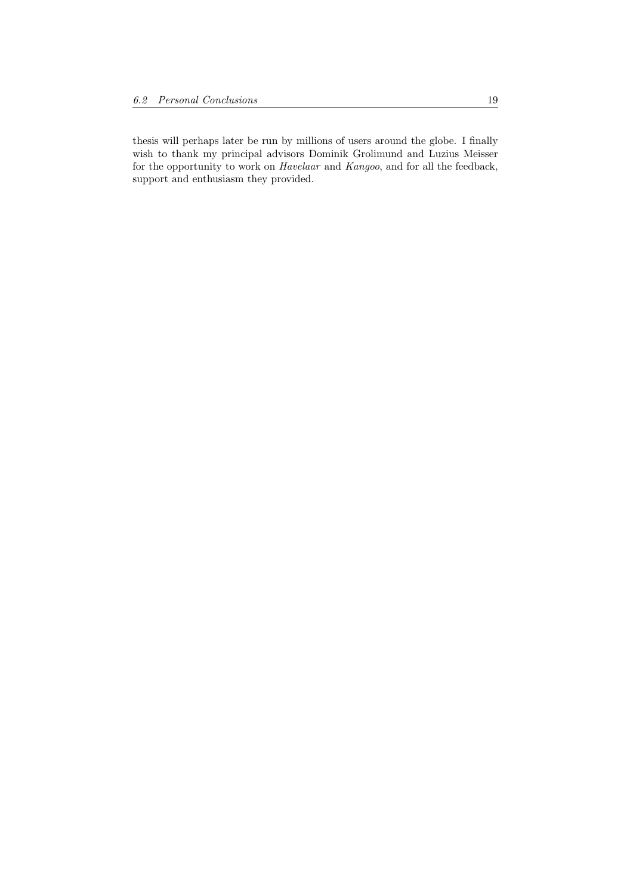thesis will perhaps later be run by millions of users around the globe. I finally wish to thank my principal advisors Dominik Grolimund and Luzius Meisser for the opportunity to work on *Havelaar* and *Kangoo*, and for all the feedback, support and enthusiasm they provided.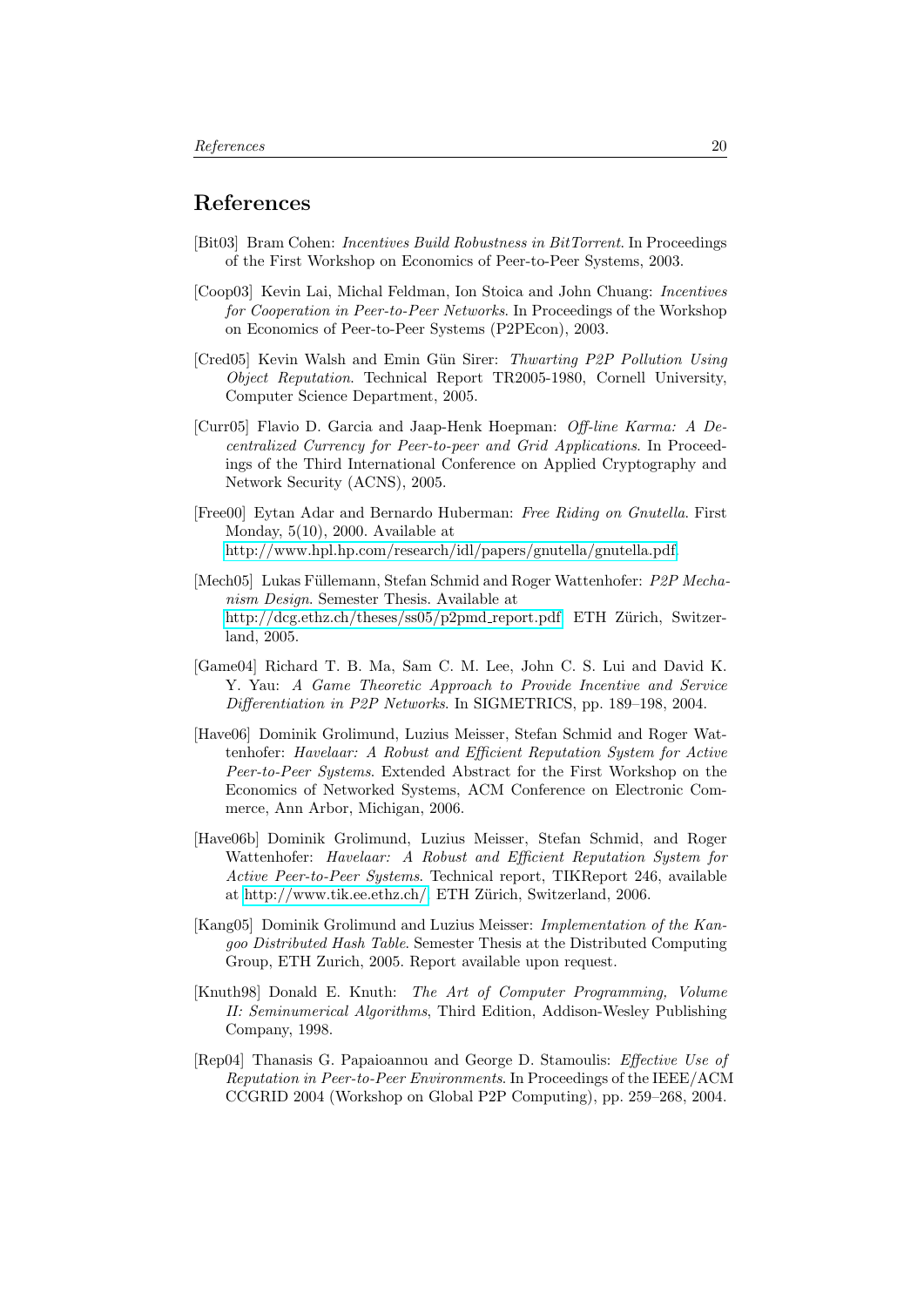# References

[Bit03] Bram Cohen: *Incentives Build Robustness in BitTorrent*. In Proceedings of the First Workshop on Economics of Peer-to-Peer Systems, 2003.

[Coop03] Kevin Lai, Michal Feldman, Ion Stoica and John Chuang: *Incentives for Cooperation in Peer-to-Peer Networks*. In Proceedings of the Workshop on Economics of Peer-to-Peer Systems (P2PEcon), 2003.

[Cred05] Kevin Walsh and Emin Gün Sirer: *Thwarting P2P Pollution Using Object Reputation*. Technical Report TR2005-1980, Cornell University, Computer Science Department, 2005.

[Curr05] Flavio D. Garcia and Jaap-Henk Hoepman: *Off-line Karma: A Decentralized Currency for Peer-to-peer and Grid Applications*. In Proceedings of the Third International Conference on Applied Cryptography and Network Security (ACNS), 2005.

[Free00] Eytan Adar and Bernardo Huberman: *Free Riding on Gnutella*. First Monday, 5(10), 2000. Available at http://www.hpl.hp.com/research/idl/papers/gnutella/gnutella.pdf

[Mech05] Lukas Füllemann, Stefan Schmid and Roger Wattenhofer: *P2P Mechanism Design*. Semester Thesis. Available at http://dcg.ethz.ch/theses/ss05/p2pmd_report.pdf, ETH Zürich, Switzerland, 2005.

[Game04] Richard T. B. Ma, Sam C. M. Lee, John C. S. Lui and David K. Y. Yau: *A Game Theoretic Approach to Provide Incentive and Service Differentiation in P2P Networks*. In SIGMETRICS, pp. 189–198, 2004.

[Have06] Dominik Grolimund, Luzius Meisser, Stefan Schmid and Roger Wattenhofer: *Havelaar: A Robust and Efficient Reputation System for Active Peer-to-Peer Systems*. Extended Abstract for the First Workshop on the Economics of Networked Systems, ACM Conference on Electronic Commerce, Ann Arbor, Michigan, 2006.

[Have06b] Dominik Grolimund, Luzius Meisser, Stefan Schmid, and Roger Wattenhofer: *Havelaar: A Robust and Efficient Reputation System for Active Peer-to-Peer Systems*. Technical report, TIKReport 246, available at http://www.tik.ee.ethz.ch/, ETH Zürich, Switzerland, 2006.

[Kang05] Dominik Grolimund and Luzius Meisser: *Implementation of the Kangoo Distributed Hash Table*. Semester Thesis at the Distributed Computing Group, ETH Zurich, 2005. Report available upon request.

[Knuth98] Donald E. Knuth: *The Art of Computer Programming, Volume II: Seminumerical Algorithms*, Third Edition, Addison-Wesley Publishing Company, 1998.

[Rep04] Thanasis G. Papaioannou and George D. Stamoulis: *Effective Use of Reputation in Peer-to-Peer Environments*. In Proceedings of the IEEE/ACM CCGRID 2004 (Workshop on Global P2P Computing), pp. 259–268, 2004.